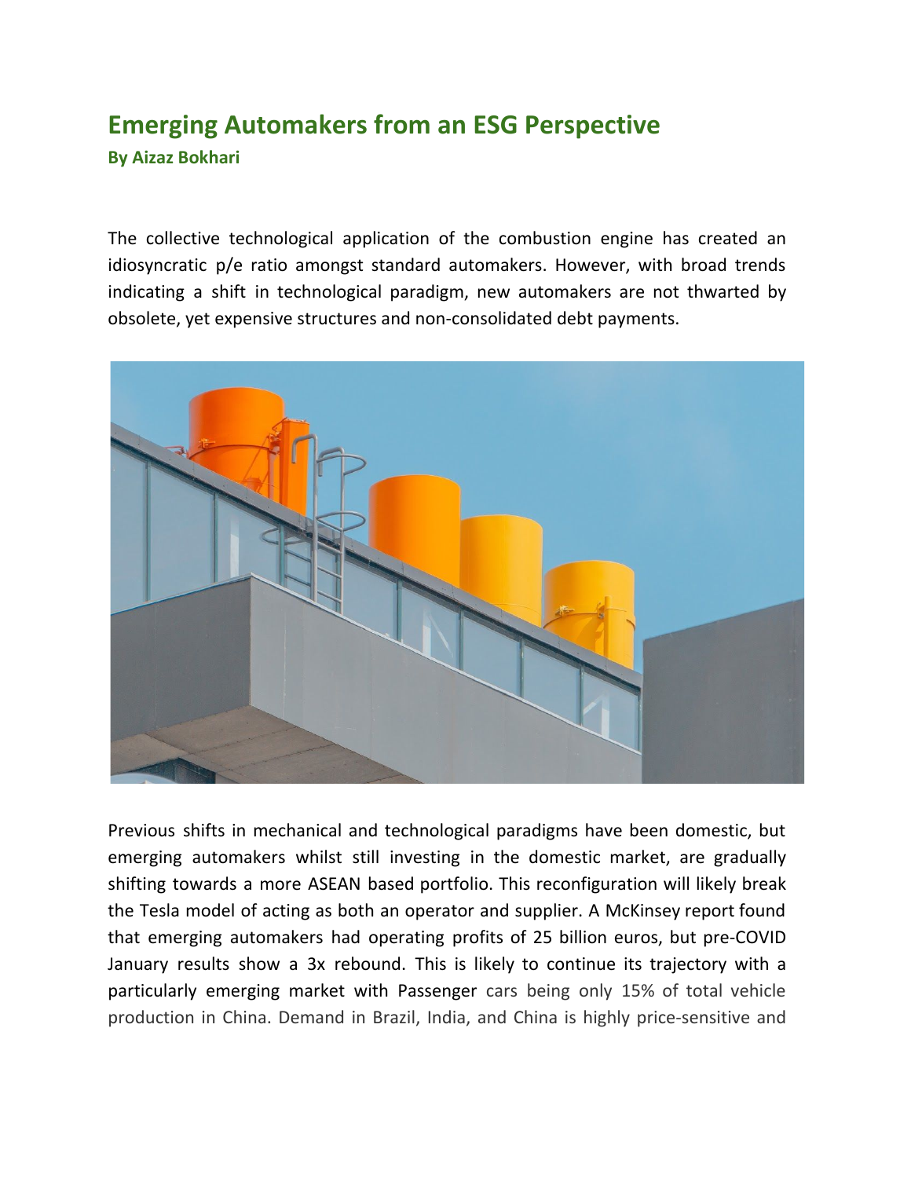# Emerging Automakers from an ESG Perspective

**By Aizaz Bokhari**

The collective technological application of the combustion engine has created an idiosyncratic p/e ratio amongst standard automakers. However, with broad trends indicating a shift in technological paradigm, new automakers are not thwarted by obsolete, yet expensive structures and non-consolidated debt payments.

Previous shifts in mechanical and technological paradigms have been domestic, but emerging automakers whilst still investing in the domestic market, are gradually shifting towards a more ASEAN based portfolio. This reconfiguration will likely break the Tesla model of acting as both an operator and supplier. A McKinsey report found that emerging automakers had operating profits of 25 billion euros, but pre-COVID January results show a 3x rebound. This is likely to continue its trajectory with a particularly emerging market with Passenger cars being only 15% of total vehicle production in China. Demand in Brazil, India, and China is highly price-sensitive and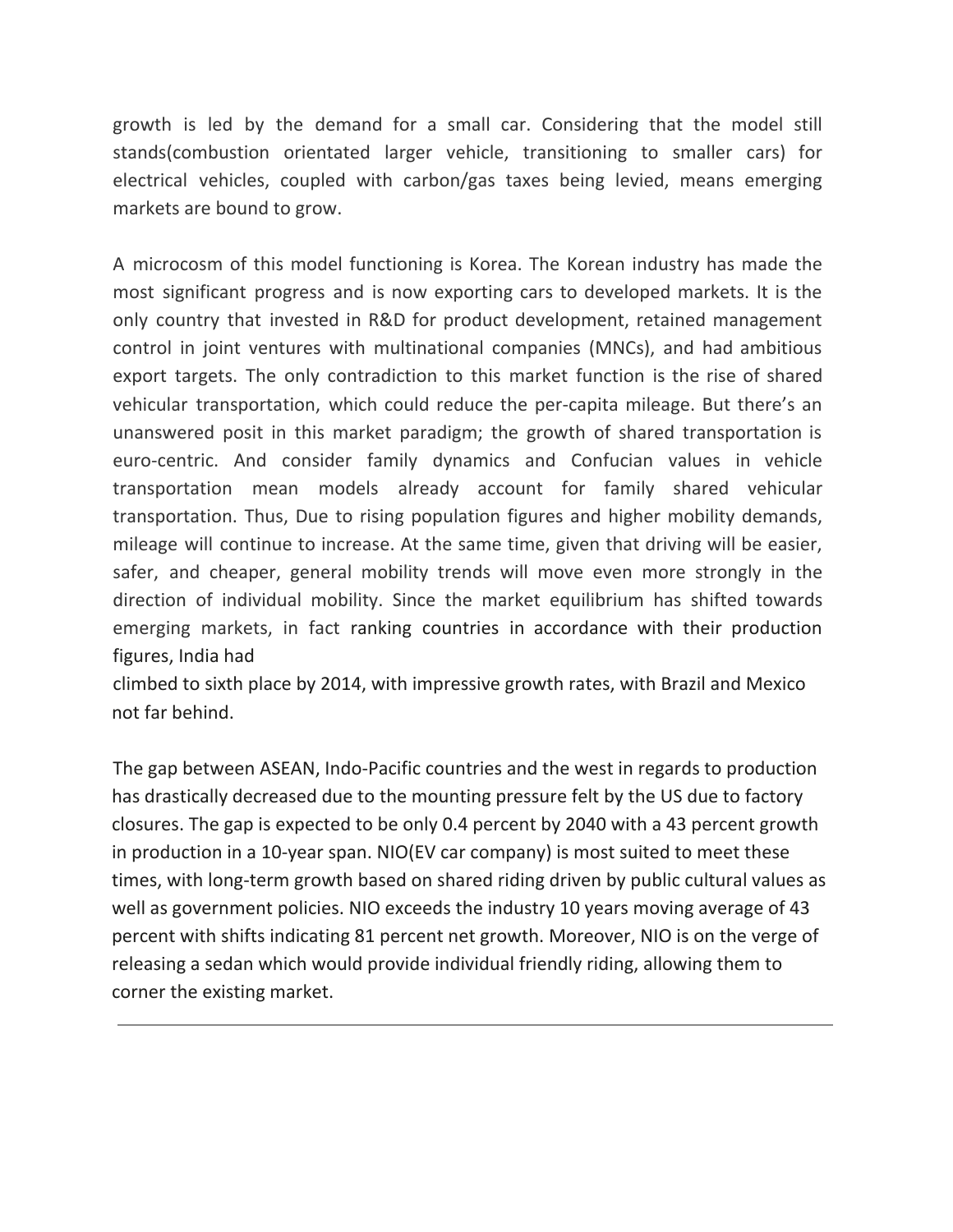growth is led by the demand for a small car. Considering that the model still stands(combustion orientated larger vehicle, transitioning to smaller cars) for electrical vehicles, coupled with carbon/gas taxes being levied, means emerging markets are bound to grow.

A microcosm of this model functioning is Korea. The Korean industry has made the most significant progress and is now exporting cars to developed markets. It is the only country that invested in R&D for product development, retained management control in joint ventures with multinational companies (MNCs), and had ambitious export targets. The only contradiction to this market function is the rise of shared vehicular transportation, which could reduce the per-capita mileage. But there's an unanswered posit in this market paradigm; the growth of shared transportation is euro-centric. And consider family dynamics and Confucian values in vehicle transportation mean models already account for family shared vehicular transportation. Thus, Due to rising population figures and higher mobility demands, mileage will continue to increase. At the same time, given that driving will be easier, safer, and cheaper, general mobility trends will move even more strongly in the direction of individual mobility. Since the market equilibrium has shifted towards emerging markets, in fact ranking countries in accordance with their production figures, India had climbed to sixth place by 2014, with impressive growth rates, with Brazil and Mexico not far behind.

The gap between ASEAN, Indo-Pacific countries and the west in regards to production has drastically decreased due to the mounting pressure felt by the US due to factory closures. The gap is expected to be only 0.4 percent by 2040 with a 43 percent growth in production in a 10-year span. NIO(EV car company) is most suited to meet these times, with long-term growth based on shared riding driven by public cultural values as well as government policies. NIO exceeds the industry 10 years moving average of 43 percent with shifts indicating 81 percent net growth. Moreover, NIO is on the verge of releasing a sedan which would provide individual friendly riding, allowing them to corner the existing market.

---